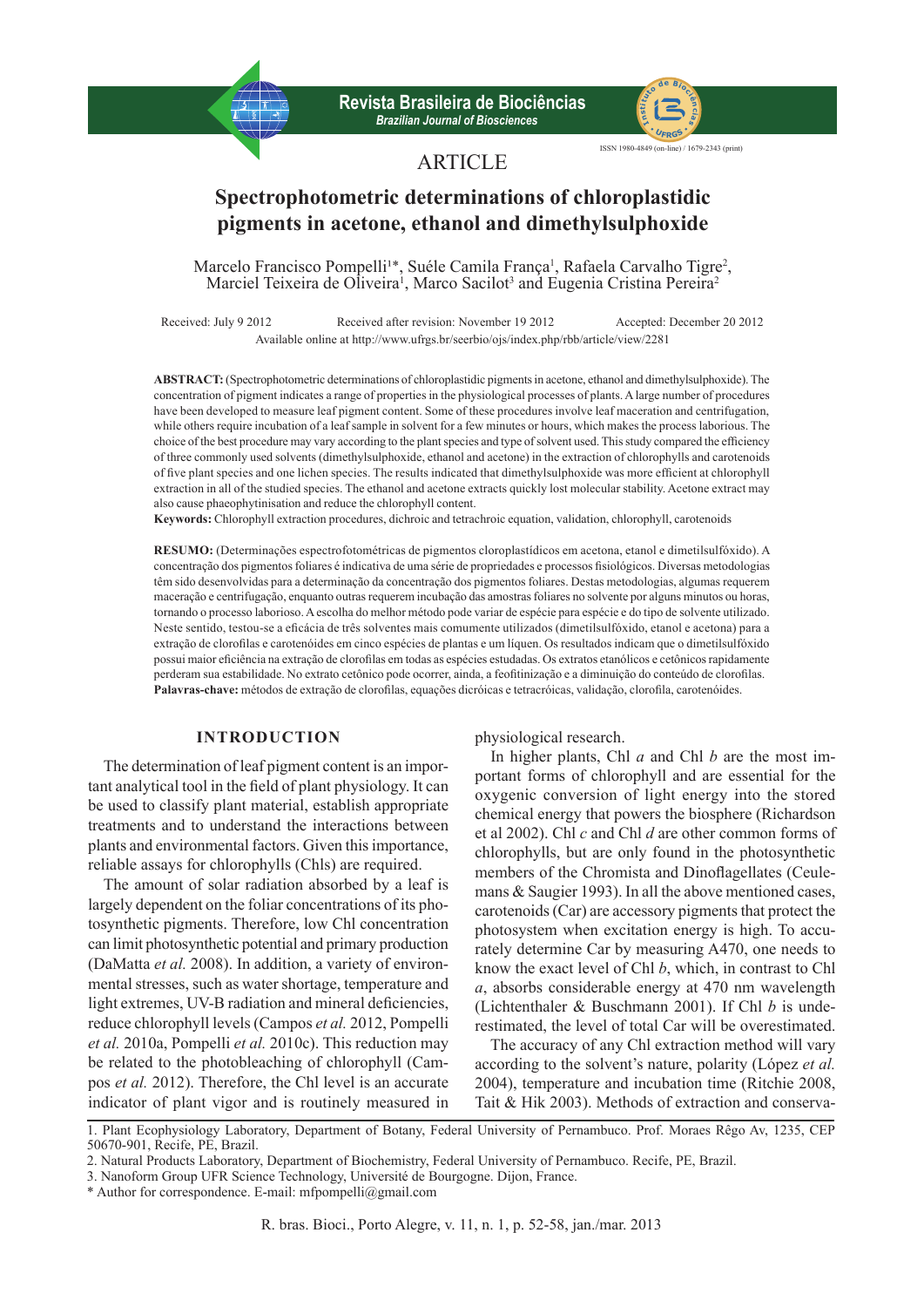ARTICLE

# Spectrophotometric determinations of chloroplastidic pigments in acetone, ethanol and dimethylsulphoxide

Marcelo Francisco Pompelli[1]*, Suéle Camila França[1], Rafaela Carvalho Tigre[2], Marciel Teixeira de Oliveira[1], Marco Sacilot[3] and Eugenia Cristina Pereira[2]

Received: July 9 2012 Received after revision: November 19 2012 Accepted: December 20 2012

Available online at http://www.ufrgs.br/seerbio/ojs/index.php/rbb/article/view/2281

**ABSTRACT:** (Spectrophotometric determinations of chloroplastidic pigments in acetone, ethanol and dimethylsulphoxide). The concentration of pigment indicates a range of properties in the physiological processes of plants. A large number of procedures have been developed to measure leaf pigment content. Some of these procedures involve leaf maceration and centrifugation, while others require incubation of a leaf sample in solvent for a few minutes or hours, which makes the process laborious. The choice of the best procedure may vary according to the plant species and type of solvent used. This study compared the efficiency of three commonly used solvents (dimethylsulphoxide, ethanol and acetone) in the extraction of chlorophylls and carotenoids of five plant species and one lichen species. The results indicated that dimethylsulphoxide was more efficient at chlorophyll extraction in all of the studied species. The ethanol and acetone extracts quickly lost molecular stability. Acetone extract may also cause phaeophytinisation and reduce the chlorophyll content.

**Keywords:** Chlorophyll extraction procedures, dichroic and tetrachroic equation, validation, chlorophyll, carotenoids

**RESUMO:** (Determinações espectrofotométricas de pigmentos cloroplastídicos em acetona, etanol e dimetilsulfóxido). A concentração dos pigmentos foliares é indicativa de uma série de propriedades e processos fisiológicos. Diversas metodologias têm sido desenvolvidas para a determinação da concentração dos pigmentos foliares. Destas metodologias, algumas requerem maceração e centrifugação, enquanto outras requerem incubação das amostras foliares no solvente por alguns minutos ou horas, tornando o processo laborioso. A escolha do melhor método pode variar de espécie para espécie e do tipo de solvente utilizado. Neste sentido, testou-se a eficácia de três solventes mais comumente utilizados (dimetilsulfóxido, etanol e acetona) para a extração de clorofilas e carotenóides em cinco espécies de plantas e um líquen. Os resultados indicam que o dimetilsulfóxido possui maior eficiência na extração de clorofilas em todas as espécies estudadas. Os extratos etanólicos e cetônicos rapidamente perderam sua estabilidade. No extrato cetônico pode ocorrer, ainda, a feofitinização e a diminuição do conteúdo de clorofilas.

**Palavras-chave:** métodos de extração de clorofilas, equações dicróicas e tetracróicas, validação, clorofila, carotenóides.

## INTRODUCTION

The determination of leaf pigment content is an important analytical tool in the field of plant physiology. It can be used to classify plant material, establish appropriate treatments and to understand the interactions between plants and environmental factors. Given this importance, reliable assays for chlorophylls (Chls) are required.

The amount of solar radiation absorbed by a leaf is largely dependent on the foliar concentrations of its photosynthetic pigments. Therefore, low Chl concentration can limit photosynthetic potential and primary production (DaMatta *et al.* 2008). In addition, a variety of environmental stresses, such as water shortage, temperature and light extremes, UV-B radiation and mineral deficiencies, reduce chlorophyll levels (Campos *et al.* 2012, Pompelli *et al.* 2010a, Pompelli *et al.* 2010c). This reduction may be related to the photobleaching of chlorophyll (Campos *et al.* 2012). Therefore, the Chl level is an accurate indicator of plant vigor and is routinely measured in physiological research.

In higher plants, Chl *a* and Chl *b* are the most important forms of chlorophyll and are essential for the oxygenic conversion of light energy into the stored chemical energy that powers the biosphere (Richardson et al 2002). Chl *c* and Chl *d* are other common forms of chlorophylls, but are only found in the photosynthetic members of the Chromista and Dinoflagellates (Ceulemans & Saugier 1993). In all the above mentioned cases, carotenoids (Car) are accessory pigments that protect the photosystem when excitation energy is high. To accurately determine Car by measuring A470, one needs to know the exact level of Chl *b*, which, in contrast to Chl *a*, absorbs considerable energy at 470 nm wavelength (Lichtenthaler & Buschmann 2001). If Chl *b* is underestimated, the level of total Car will be overestimated.

The accuracy of any Chl extraction method will vary according to the solvent's nature, polarity (López *et al.* 2004), temperature and incubation time (Ritchie 2008, Tait & Hik 2003). Methods of extraction and conserva-

1. Plant Ecophysiology Laboratory, Department of Botany, Federal University of Pernambuco. Prof. Moraes Rêgo Av, 1235, CEP 50670-901, Recife, PE, Brazil.
2. Natural Products Laboratory, Department of Biochemistry, Federal University of Pernambuco. Recife, PE, Brazil.
3. Nanoform Group UFR Science Technology, Université de Bourgogne. Dijon, France.

\* Author for correspondence. E-mail: mfpompelli@gmail.com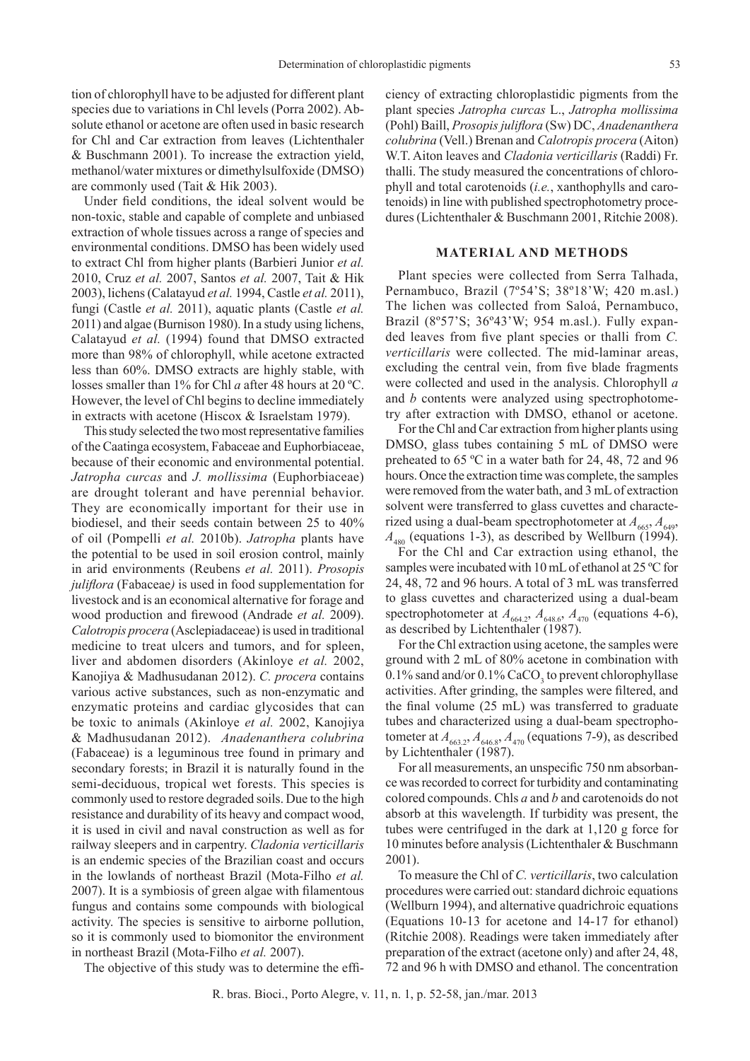tion of chlorophyll have to be adjusted for different plant species due to variations in Chl levels (Porra 2002). Absolute ethanol or acetone are often used in basic research for Chl and Car extraction from leaves (Lichtenthaler & Buschmann 2001). To increase the extraction yield, methanol/water mixtures or dimethylsulfoxide (DMSO) are commonly used (Tait & Hik 2003).

Under field conditions, the ideal solvent would be non-toxic, stable and capable of complete and unbiased extraction of whole tissues across a range of species and environmental conditions. DMSO has been widely used to extract Chl from higher plants (Barbieri Junior *et al.* 2010, Cruz *et al.* 2007, Santos *et al.* 2007, Tait & Hik 2003), lichens (Calatayud *et al.* 1994, Castle *et al.* 2011), fungi (Castle *et al.* 2011), aquatic plants (Castle *et al.* 2011) and algae (Burnison 1980). In a study using lichens, Calatayud *et al.* (1994) found that DMSO extracted more than 98% of chlorophyll, while acetone extracted less than 60%. DMSO extracts are highly stable, with losses smaller than 1% for Chl *a* after 48 hours at 20 ºC. However, the level of Chl begins to decline immediately in extracts with acetone (Hiscox & Israelstam 1979).

This study selected the two most representative families of the Caatinga ecosystem, Fabaceae and Euphorbiaceae, because of their economic and environmental potential. *Jatropha curcas* and *J. mollissima* (Euphorbiaceae) are drought tolerant and have perennial behavior. They are economically important for their use in biodiesel, and their seeds contain between 25 to 40% of oil (Pompelli *et al.* 2010b). *Jatropha* plants have the potential to be used in soil erosion control, mainly in arid environments (Reubens *et al.* 2011). *Prosopis juliflora* (Fabaceae*)* is used in food supplementation for livestock and is an economical alternative for forage and wood production and firewood (Andrade *et al.* 2009). *Calotropis procera* (Asclepiadaceae) is used in traditional medicine to treat ulcers and tumors, and for spleen, liver and abdomen disorders (Akinloye *et al.* 2002, Kanojiya & Madhusudanan 2012). *C. procera* contains various active substances, such as non-enzymatic and enzymatic proteins and cardiac glycosides that can be toxic to animals (Akinloye *et al.* 2002, Kanojiya & Madhusudanan 2012). *Anadenanthera colubrina* (Fabaceae) is a leguminous tree found in primary and secondary forests; in Brazil it is naturally found in the semi-deciduous, tropical wet forests. This species is commonly used to restore degraded soils. Due to the high resistance and durability of its heavy and compact wood, it is used in civil and naval construction as well as for railway sleepers and in carpentry. *Cladonia verticillaris* is an endemic species of the Brazilian coast and occurs in the lowlands of northeast Brazil (Mota-Filho *et al.* 2007). It is a symbiosis of green algae with filamentous fungus and contains some compounds with biological activity. The species is sensitive to airborne pollution, so it is commonly used to biomonitor the environment in northeast Brazil (Mota-Filho *et al.* 2007).

The objective of this study was to determine the efficiency of extracting chloroplastidic pigments from the plant species *Jatropha curcas* L., *Jatropha mollissima* (Pohl) Baill, *Prosopis juliflora* (Sw) DC, *Anadenanthera colubrina* (Vell.) Brenan and *Calotropis procera* (Aiton) W.T. Aiton leaves and *Cladonia verticillaris* (Raddi) Fr. thalli. The study measured the concentrations of chlorophyll and total carotenoids (*i.e.*, xanthophylls and carotenoids) in line with published spectrophotometry procedures (Lichtenthaler & Buschmann 2001, Ritchie 2008).

## MATERIAL AND METHODS

Plant species were collected from Serra Talhada, Pernambuco, Brazil (7º54'S; 38º18'W; 420 m.asl.) The lichen was collected from Saloá, Pernambuco, Brazil (8º57'S; 36º43'W; 954 m.asl.). Fully expanded leaves from five plant species or thalli from *C. verticillaris* were collected. The mid-laminar areas, excluding the central vein, from five blade fragments were collected and used in the analysis. Chlorophyll *a* and *b* contents were analyzed using spectrophotometry after extraction with DMSO, ethanol or acetone.

For the Chl and Car extraction from higher plants using DMSO, glass tubes containing 5 mL of DMSO were preheated to 65 ºC in a water bath for 24, 48, 72 and 96 hours. Once the extraction time was complete, the samples were removed from the water bath, and 3 mL of extraction solvent were transferred to glass cuvettes and characterized using a dual-beam spectrophotometer at $A_{665}$, $A_{649}$, $A_{480}$ (equations 1-3), as described by Wellburn (1994).

For the Chl and Car extraction using ethanol, the samples were incubated with 10 mL of ethanol at 25 ºC for 24, 48, 72 and 96 hours. A total of 3 mL was transferred to glass cuvettes and characterized using a dual-beam spectrophotometer at $A_{664.2}$, $A_{648.6}$, $A_{470}$ (equations 4-6), as described by Lichtenthaler (1987).

For the Chl extraction using acetone, the samples were ground with 2 mL of 80% acetone in combination with 0.1% sand and/or 0.1% $CaCO_3$ to prevent chlorophyllase activities. After grinding, the samples were filtered, and the final volume (25 mL) was transferred to graduate tubes and characterized using a dual-beam spectrophotometer at $A_{663.2}$, $A_{646.8}$, $A_{470}$ (equations 7-9), as described by Lichtenthaler (1987).

For all measurements, an unspecific 750 nm absorbance was recorded to correct for turbidity and contaminating colored compounds. Chls *a* and *b* and carotenoids do not absorb at this wavelength. If turbidity was present, the tubes were centrifuged in the dark at 1,120 g force for 10 minutes before analysis (Lichtenthaler & Buschmann 2001).

To measure the Chl of *C. verticillaris*, two calculation procedures were carried out: standard dichroic equations (Wellburn 1994), and alternative quadrichroic equations (Equations 10-13 for acetone and 14-17 for ethanol) (Ritchie 2008). Readings were taken immediately after preparation of the extract (acetone only) and after 24, 48, 72 and 96 h with DMSO and ethanol. The concentration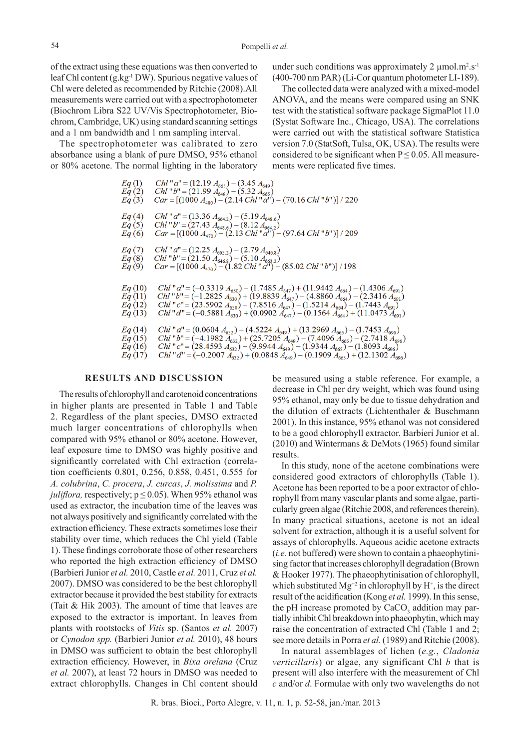of the extract using these equations was then converted to leaf Chl content (g.kg$^{-1}$ DW). Spurious negative values of Chl were deleted as recommended by Ritchie (2008).All measurements were carried out with a spectrophotometer (Biochrom Libra S22 UV/Vis Spectrophotometer, Biochrom, Cambridge, UK) using standard scanning settings and a 1 nm bandwidth and 1 nm sampling interval.

The spectrophotometer was calibrated to zero absorbance using a blank of pure DMSO, 95% ethanol or 80% acetone. The normal lighting in the laboratory under such conditions was approximately 2 µmol.m$^2$.s$^{-1}$ (400-700 nm PAR) (Li-Cor quantum photometer LI-189).

The collected data were analyzed with a mixed-model ANOVA, and the means were compared using an SNK test with the statistical software package SigmaPlot 11.0 (Systat Software Inc., Chicago, USA). The correlations were carried out with the statistical software Statistica version 7.0 (StatSoft, Tulsa, OK, USA). The results were considered to be significant when $P \leq 0.05$. All measurements were replicated five times.

$$Eq\ (1)\quad Chl\ "a" = (12.19\ A_{665}) - (3.45\ A_{649})$$
$$Eq\ (2)\quad Chl\ "b" = (21.99\ A_{649}) - (5.32\ A_{665})$$
$$Eq\ (3)\quad Car = [(1000\ A_{480}) - (2.14\ Chl\ "a") - (70.16\ Chl\ "b")] / 220$$

$$Eq\ (4)\quad Chl\ "a" = (13.36\ A_{664.2}) - (5.19\ A_{648.6})$$
$$Eq\ (5)\quad Chl\ "b" = (27.43\ A_{648.6}) - (8.12\ A_{664.2})$$
$$Eq\ (6)\quad Car = [(1000\ A_{470}) - (2.13\ Chl\ "a") - (97.64\ Chl\ "b")] / 209$$

$$Eq\ (7)\quad Chl\ "a" = (12.25\ A_{663.2}) - (2.79\ A_{646.8})$$
$$Eq\ (8)\quad Chl\ "b" = (21.50\ A_{646.8}) - (5.10\ A_{663.2})$$
$$Eq\ (9)\quad Car = [(1000\ A_{470}) - (1.82\ Chl\ "a") - (85.02\ Chl\ "b")] / 198$$

$$Eq\ (10)\quad Chl\ "a" = (-0.3319\ A_{630}) - (1.7485\ A_{647}) + (11.9442\ A_{664}) - (1.4306\ A_{691})$$
$$Eq\ (11)\quad Chl\ "b" = (-1.2825\ A_{630}) + (19.8839\ A_{647}) - (4.8860\ A_{664}) - (2.3416\ A_{691})$$
$$Eq\ (12)\quad Chl\ "c" = (23.5902\ A_{630}) - (7.8516\ A_{647}) - (1.5214\ A_{664}) - (1.7443\ A_{691})$$
$$Eq\ (13)\quad Chl\ "d" = (-0.5881\ A_{630}) + (0.0902\ A_{647}) - (0.1564\ A_{664}) + (11.0473\ A_{691})$$

$$Eq\ (14)\quad Chl\ "a" = (0.0604\ A_{632}) - (4.5224\ A_{649}) + (13.2969\ A_{665}) - (1.7453\ A_{696})$$
$$Eq\ (15)\quad Chl\ "b" = (-4.1982\ A_{632}) + (25.7205\ A_{649}) - (7.4096\ A_{665}) - (2.7418\ A_{696})$$
$$Eq\ (16)\quad Chl\ "c" = (28.4593\ A_{632}) - (9.9944\ A_{649}) - (1.9344\ A_{665}) - (1.8093\ A_{696})$$
$$Eq\ (17)\quad Chl\ "d" = (-0.2007\ A_{632}) + (0.0848\ A_{649}) - (0.1909\ A_{665}) + (12.1302\ A_{696})$$

## RESULTS AND DISCUSSION

The results of chlorophyll and carotenoid concentrations in higher plants are presented in Table 1 and Table 2. Regardless of the plant species, DMSO extracted much larger concentrations of chlorophylls when compared with 95% ethanol or 80% acetone. However, leaf exposure time to DMSO was highly positive and significantly correlated with Chl extraction (correlation coefficients 0.801, 0.256, 0.858, 0.451, 0.555 for *A. colubrina*, *C. procera*, *J. curcas*, *J. molissima* and *P. juliflora,* respectively; $p \leq 0.05$). When 95% ethanol was used as extractor, the incubation time of the leaves was not always positively and significantly correlated with the extraction efficiency. These extracts sometimes lose their stability over time, which reduces the Chl yield (Table 1). These findings corroborate those of other researchers who reported the high extraction efficiency of DMSO (Barbieri Junior *et al.* 2010, Castle *et al.* 2011, Cruz *et al.* 2007). DMSO was considered to be the best chlorophyll extractor because it provided the best stability for extracts (Tait & Hik 2003). The amount of time that leaves are exposed to the extractor is important. In leaves from plants with rootstocks of *Vitis* sp. (Santos *et al.* 2007) or *Cynodon spp.* (Barbieri Junior *et al.* 2010), 48 hours in DMSO was sufficient to obtain the best chlorophyll extraction efficiency. However, in *Bixa orelana* (Cruz *et al.* 2007), at least 72 hours in DMSO was needed to extract chlorophylls. Changes in Chl content should be measured using a stable reference. For example, a decrease in Chl per dry weight, which was found using 95% ethanol, may only be due to tissue dehydration and the dilution of extracts (Lichtenthaler & Buschmann 2001). In this instance, 95% ethanol was not considered to be a good chlorophyll extractor. Barbieri Junior et al. (2010) and Wintermans & DeMots (1965) found similar results.

In this study, none of the acetone combinations were considered good extractors of chlorophylls (Table 1). Acetone has been reported to be a poor extractor of chlorophyll from many vascular plants and some algae, particularly green algae (Ritchie 2008, and references therein). In many practical situations, acetone is not an ideal solvent for extraction, although it is a useful solvent for assays of chlorophylls. Aqueous acidic acetone extracts (*i.e.* not buffered) were shown to contain a phaeophytinising factor that increases chlorophyll degradation (Brown & Hooker 1977). The phaeophytinisation of chlorophyll, which substituted $Mg^{+2}$ in chlorophyll by $H^{+}$, is the direct result of the acidification (Kong *et al.* 1999). In this sense, the pH increase promoted by $CaCO_3$ addition may partially inhibit Chl breakdown into phaeophytin, which may raise the concentration of extracted Chl (Table 1 and 2; see more details in Porra *et al.* (1989) and Ritchie (2008).

In natural assemblages of lichen (*e.g.*, *Cladonia verticillaris*) or algae, any significant Chl *b* that is present will also interfere with the measurement of Chl *c* and/or *d*. Formulae with only two wavelengths do not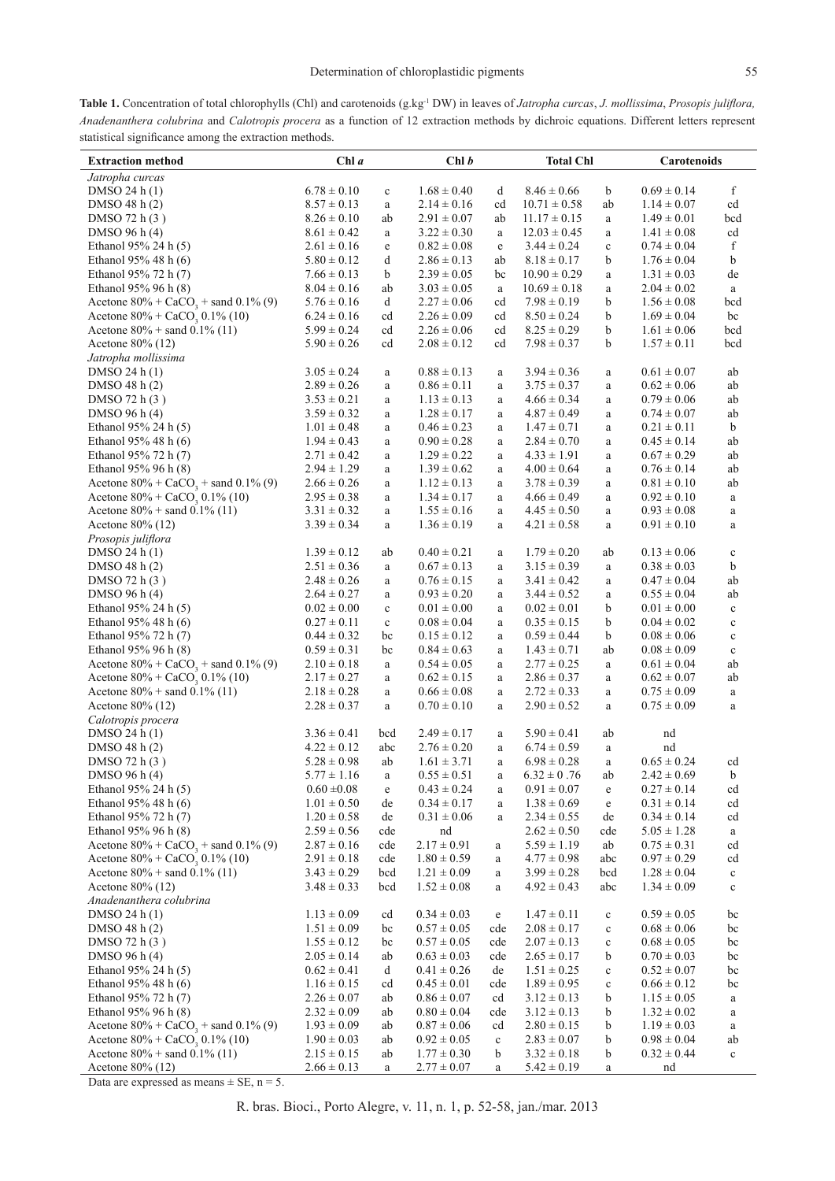**Table 1.** Concentration of total chlorophylls (Chl) and carotenoids (g.kg$^{-1}$ DW) in leaves of *Jatropha curcas*, *J. mollissima*, *Prosopis juliflora, Anadenanthera colubrina* and *Calotropis procera* as a function of 12 extraction methods by dichroic equations. Different letters represent statistical significance among the extraction methods.

| Extraction method | Chl *a* | | Chl *b* | | Total Chl | | Carotenoids | |
|---|---|---|---|---|---|---|---|---|
| *Jatropha curcas* | | | | | | | | |
| DMSO 24 h (1) | 6.78 ± 0.10 | c | 1.68 ± 0.40 | d | 8.46 ± 0.66 | b | 0.69 ± 0.14 | f |
| DMSO 48 h (2) | 8.57 ± 0.13 | a | 2.14 ± 0.16 | cd | 10.71 ± 0.58 | ab | 1.14 ± 0.07 | cd |
| DMSO 72 h (3 ) | 8.26 ± 0.10 | ab | 2.91 ± 0.07 | ab | 11.17 ± 0.15 | a | 1.49 ± 0.01 | bcd |
| DMSO 96 h (4) | 8.61 ± 0.42 | a | 3.22 ± 0.30 | a | 12.03 ± 0.45 | a | 1.41 ± 0.08 | cd |
| Ethanol 95% 24 h (5) | 2.61 ± 0.16 | e | 0.82 ± 0.08 | e | 3.44 ± 0.24 | c | 0.74 ± 0.04 | f |
| Ethanol 95% 48 h (6) | 5.80 ± 0.12 | d | 2.86 ± 0.13 | ab | 8.18 ± 0.17 | b | 1.76 ± 0.04 | b |
| Ethanol 95% 72 h (7) | 7.66 ± 0.13 | b | 2.39 ± 0.05 | bc | 10.90 ± 0.29 | a | 1.31 ± 0.03 | de |
| Ethanol 95% 96 h (8) | 8.04 ± 0.16 | ab | 3.03 ± 0.05 | a | 10.69 ± 0.18 | a | 2.04 ± 0.02 | a |
| Acetone 80% + $CaCO_3$ + sand 0.1% (9) | 5.76 ± 0.16 | d | 2.27 ± 0.06 | cd | 7.98 ± 0.19 | b | 1.56 ± 0.08 | bcd |
| Acetone 80% + $CaCO_3$ 0.1% (10) | 6.24 ± 0.16 | cd | 2.26 ± 0.09 | cd | 8.50 ± 0.24 | b | 1.69 ± 0.04 | bc |
| Acetone 80% + sand 0.1% (11) | 5.99 ± 0.24 | cd | 2.26 ± 0.06 | cd | 8.25 ± 0.29 | b | 1.61 ± 0.06 | bcd |
| Acetone 80% (12) | 5.90 ± 0.26 | cd | 2.08 ± 0.12 | cd | 7.98 ± 0.37 | b | 1.57 ± 0.11 | bcd |
| *Jatropha mollissima* | | | | | | | | |
| DMSO 24 h (1) | 3.05 ± 0.24 | a | 0.88 ± 0.13 | a | 3.94 ± 0.36 | a | 0.61 ± 0.07 | ab |
| DMSO 48 h (2) | 2.89 ± 0.26 | a | 0.86 ± 0.11 | a | 3.75 ± 0.37 | a | 0.62 ± 0.06 | ab |
| DMSO 72 h (3 ) | 3.53 ± 0.21 | a | 1.13 ± 0.13 | a | 4.66 ± 0.34 | a | 0.79 ± 0.06 | ab |
| DMSO 96 h (4) | 3.59 ± 0.32 | a | 1.28 ± 0.17 | a | 4.87 ± 0.49 | a | 0.74 ± 0.07 | ab |
| Ethanol 95% 24 h (5) | 1.01 ± 0.48 | a | 0.46 ± 0.23 | a | 1.47 ± 0.71 | a | 0.21 ± 0.11 | b |
| Ethanol 95% 48 h (6) | 1.94 ± 0.43 | a | 0.90 ± 0.28 | a | 2.84 ± 0.70 | a | 0.45 ± 0.14 | ab |
| Ethanol 95% 72 h (7) | 2.71 ± 0.42 | a | 1.29 ± 0.22 | a | 4.33 ± 1.91 | a | 0.67 ± 0.29 | ab |
| Ethanol 95% 96 h (8) | 2.94 ± 1.29 | a | 1.39 ± 0.62 | a | 4.00 ± 0.64 | a | 0.76 ± 0.14 | ab |
| Acetone 80% + $CaCO_3$ + sand 0.1% (9) | 2.66 ± 0.26 | a | 1.12 ± 0.13 | a | 3.78 ± 0.39 | a | 0.81 ± 0.10 | ab |
| Acetone 80% + $CaCO_3$ 0.1% (10) | 2.95 ± 0.38 | a | 1.34 ± 0.17 | a | 4.66 ± 0.49 | a | 0.92 ± 0.10 | a |
| Acetone 80% + sand 0.1% (11) | 3.31 ± 0.32 | a | 1.55 ± 0.16 | a | 4.45 ± 0.50 | a | 0.93 ± 0.08 | a |
| Acetone 80% (12) | 3.39 ± 0.34 | a | 1.36 ± 0.19 | a | 4.21 ± 0.58 | a | 0.91 ± 0.10 | a |
| *Prosopis juliflora* | | | | | | | | |
| DMSO 24 h (1) | 1.39 ± 0.12 | ab | 0.40 ± 0.21 | a | 1.79 ± 0.20 | ab | 0.13 ± 0.06 | c |
| DMSO 48 h (2) | 2.51 ± 0.36 | a | 0.67 ± 0.13 | a | 3.15 ± 0.39 | a | 0.38 ± 0.03 | b |
| DMSO 72 h (3 ) | 2.48 ± 0.26 | a | 0.76 ± 0.15 | a | 3.41 ± 0.42 | a | 0.47 ± 0.04 | ab |
| DMSO 96 h (4) | 2.64 ± 0.27 | a | 0.93 ± 0.20 | a | 3.44 ± 0.52 | a | 0.55 ± 0.04 | ab |
| Ethanol 95% 24 h (5) | 0.02 ± 0.00 | c | 0.01 ± 0.00 | a | 0.02 ± 0.01 | b | 0.01 ± 0.00 | c |
| Ethanol 95% 48 h (6) | 0.27 ± 0.11 | c | 0.08 ± 0.04 | a | 0.35 ± 0.15 | b | 0.04 ± 0.02 | c |
| Ethanol 95% 72 h (7) | 0.44 ± 0.32 | bc | 0.15 ± 0.12 | a | 0.59 ± 0.44 | b | 0.08 ± 0.06 | c |
| Ethanol 95% 96 h (8) | 0.59 ± 0.31 | bc | 0.84 ± 0.63 | a | 1.43 ± 0.71 | ab | 0.08 ± 0.09 | c |
| Acetone 80% + $CaCO_3$ + sand 0.1% (9) | 2.10 ± 0.18 | a | 0.54 ± 0.05 | a | 2.77 ± 0.25 | a | 0.61 ± 0.04 | ab |
| Acetone 80% + $CaCO_3$ 0.1% (10) | 2.17 ± 0.27 | a | 0.62 ± 0.15 | a | 2.86 ± 0.37 | a | 0.62 ± 0.07 | ab |
| Acetone 80% + sand 0.1% (11) | 2.18 ± 0.28 | a | 0.66 ± 0.08 | a | 2.72 ± 0.33 | a | 0.75 ± 0.09 | a |
| Acetone 80% (12) | 2.28 ± 0.37 | a | 0.70 ± 0.10 | a | 2.90 ± 0.52 | a | 0.75 ± 0.09 | a |
| *Calotropis procera* | | | | | | | | |
| DMSO 24 h (1) | 3.36 ± 0.41 | bcd | 2.49 ± 0.17 | a | 5.90 ± 0.41 | ab | nd | |
| DMSO 48 h (2) | 4.22 ± 0.12 | abc | 2.76 ± 0.20 | a | 6.74 ± 0.59 | a | nd | |
| DMSO 72 h (3 ) | 5.28 ± 0.98 | ab | 1.61 ± 3.71 | a | 6.98 ± 0.28 | a | 0.65 ± 0.24 | cd |
| DMSO 96 h (4) | 5.77 ± 1.16 | a | 0.55 ± 0.51 | a | 6.32 ± 0 .76 | ab | 2.42 ± 0.69 | b |
| Ethanol 95% 24 h (5) | 0.60 ±0.08 | e | 0.43 ± 0.24 | a | 0.91 ± 0.07 | e | 0.27 ± 0.14 | cd |
| Ethanol 95% 48 h (6) | 1.01 ± 0.50 | de | 0.34 ± 0.17 | a | 1.38 ± 0.69 | e | 0.31 ± 0.14 | cd |
| Ethanol 95% 72 h (7) | 1.20 ± 0.58 | de | 0.31 ± 0.06 | a | 2.34 ± 0.55 | de | 0.34 ± 0.14 | cd |
| Ethanol 95% 96 h (8) | 2.59 ± 0.56 | cde | nd | | 2.62 ± 0.50 | cde | 5.05 ± 1.28 | a |
| Acetone 80% + $CaCO_3$ + sand 0.1% (9) | 2.87 ± 0.16 | cde | 2.17 ± 0.91 | a | 5.59 ± 1.19 | ab | 0.75 ± 0.31 | cd |
| Acetone 80% + $CaCO_3$ 0.1% (10) | 2.91 ± 0.18 | cde | 1.80 ± 0.59 | a | 4.77 ± 0.98 | abc | 0.97 ± 0.29 | cd |
| Acetone 80% + sand 0.1% (11) | 3.43 ± 0.29 | bcd | 1.21 ± 0.09 | a | 3.99 ± 0.28 | bcd | 1.28 ± 0.04 | c |
| Acetone 80% (12) | 3.48 ± 0.33 | bcd | 1.52 ± 0.08 | a | 4.92 ± 0.43 | abc | 1.34 ± 0.09 | c |
| *Anadenanthera colubrina* | | | | | | | | |
| DMSO 24 h (1) | 1.13 ± 0.09 | cd | 0.34 ± 0.03 | e | 1.47 ± 0.11 | c | 0.59 ± 0.05 | bc |
| DMSO 48 h (2) | 1.51 ± 0.09 | bc | 0.57 ± 0.05 | cde | 2.08 ± 0.17 | c | 0.68 ± 0.06 | bc |
| DMSO 72 h (3 ) | 1.55 ± 0.12 | bc | 0.57 ± 0.05 | cde | 2.07 ± 0.13 | c | 0.68 ± 0.05 | bc |
| DMSO 96 h (4) | 2.05 ± 0.14 | ab | 0.63 ± 0.03 | cde | 2.65 ± 0.17 | b | 0.70 ± 0.03 | bc |
| Ethanol 95% 24 h (5) | 0.62 ± 0.41 | d | 0.41 ± 0.26 | de | 1.51 ± 0.25 | c | 0.52 ± 0.07 | bc |
| Ethanol 95% 48 h (6) | 1.16 ± 0.15 | cd | 0.45 ± 0.01 | cde | 1.89 ± 0.95 | c | 0.66 ± 0.12 | bc |
| Ethanol 95% 72 h (7) | 2.26 ± 0.07 | ab | 0.86 ± 0.07 | cd | 3.12 ± 0.13 | b | 1.15 ± 0.05 | a |
| Ethanol 95% 96 h (8) | 2.32 ± 0.09 | ab | 0.80 ± 0.04 | cde | 3.12 ± 0.13 | b | 1.32 ± 0.02 | a |
| Acetone 80% + $CaCO_3$ + sand 0.1% (9) | 1.93 ± 0.09 | ab | 0.87 ± 0.06 | cd | 2.80 ± 0.15 | b | 1.19 ± 0.03 | a |
| Acetone 80% + $CaCO_3$ 0.1% (10) | 1.90 ± 0.03 | ab | 0.92 ± 0.05 | c | 2.83 ± 0.07 | b | 0.98 ± 0.04 | ab |
| Acetone 80% + sand 0.1% (11) | 2.15 ± 0.15 | ab | 1.77 ± 0.30 | b | 3.32 ± 0.18 | b | 0.32 ± 0.44 | c |
| Acetone 80% (12) | 2.66 ± 0.13 | a | 2.77 ± 0.07 | a | 5.42 ± 0.19 | a | nd | |

Data are expressed as means ± SE, n = 5.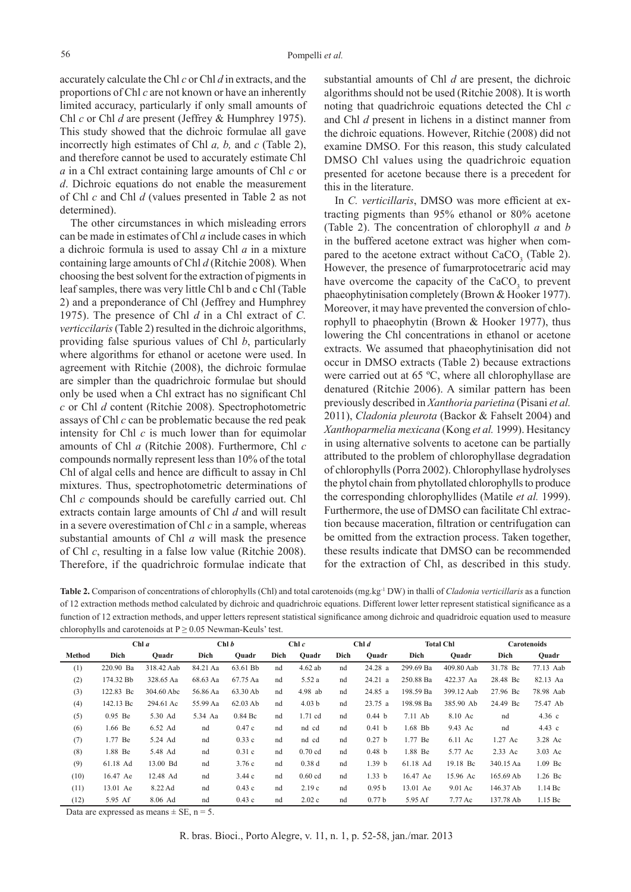accurately calculate the Chl *c* or Chl *d* in extracts, and the proportions of Chl *c* are not known or have an inherently limited accuracy, particularly if only small amounts of Chl *c* or Chl *d* are present (Jeffrey & Humphrey 1975). This study showed that the dichroic formulae all gave incorrectly high estimates of Chl *a, b,* and *c* (Table 2), and therefore cannot be used to accurately estimate Chl *a* in a Chl extract containing large amounts of Chl *c* or *d*. Dichroic equations do not enable the measurement of Chl *c* and Chl *d* (values presented in Table 2 as not determined).

The other circumstances in which misleading errors can be made in estimates of Chl *a* include cases in which a dichroic formula is used to assay Chl *a* in a mixture containing large amounts of Chl *d* (Ritchie 2008). When choosing the best solvent for the extraction of pigments in leaf samples, there was very little Chl b and c Chl (Table 2) and a preponderance of Chl (Jeffrey and Humphrey 1975). The presence of Chl *d* in a Chl extract of *C. verticcilaris* (Table 2) resulted in the dichroic algorithms, providing false spurious values of Chl *b*, particularly where algorithms for ethanol or acetone were used. In agreement with Ritchie (2008), the dichroic formulae are simpler than the quadrichroic formulae but should only be used when a Chl extract has no significant Chl *c* or Chl *d* content (Ritchie 2008). Spectrophotometric assays of Chl *c* can be problematic because the red peak intensity for Chl *c* is much lower than for equimolar amounts of Chl *a* (Ritchie 2008). Furthermore, Chl *c* compounds normally represent less than 10% of the total Chl of algal cells and hence are difficult to assay in Chl mixtures. Thus, spectrophotometric determinations of Chl *c* compounds should be carefully carried out. Chl extracts contain large amounts of Chl *d* and will result in a severe overestimation of Chl *c* in a sample, whereas substantial amounts of Chl *a* will mask the presence of Chl *c*, resulting in a false low value (Ritchie 2008). Therefore, if the quadrichroic formulae indicate that substantial amounts of Chl *d* are present, the dichroic algorithms should not be used (Ritchie 2008). It is worth noting that quadrichroic equations detected the Chl *c* and Chl *d* present in lichens in a distinct manner from the dichroic equations. However, Ritchie (2008) did not examine DMSO. For this reason, this study calculated DMSO Chl values using the quadrichroic equation presented for acetone because there is a precedent for this in the literature.

In *C. verticillaris*, DMSO was more efficient at extracting pigments than 95% ethanol or 80% acetone (Table 2). The concentration of chlorophyll *a* and *b* in the buffered acetone extract was higher when compared to the acetone extract without $CaCO_3$ (Table 2). However, the presence of fumarprotocetraric acid may have overcome the capacity of the $CaCO_3$ to prevent phaeophytinisation completely (Brown & Hooker 1977). Moreover, it may have prevented the conversion of chlorophyll to phaeophytin (Brown & Hooker 1977), thus lowering the Chl concentrations in ethanol or acetone extracts. We assumed that phaeophytinisation did not occur in DMSO extracts (Table 2) because extractions were carried out at 65 ºC, where all chlorophyllase are denatured (Ritchie 2006). A similar pattern has been previously described in *Xanthoria parietina* (Pisani *et al.* 2011), *Cladonia pleurota* (Backor & Fahselt 2004) and *Xanthoparmelia mexicana* (Kong *et al.* 1999). Hesitancy in using alternative solvents to acetone can be partially attributed to the problem of chlorophyllase degradation of chlorophylls (Porra 2002). Chlorophyllase hydrolyses the phytol chain from phytollated chlorophylls to produce the corresponding chlorophyllides (Matile *et al.* 1999). Furthermore, the use of DMSO can facilitate Chl extraction because maceration, filtration or centrifugation can be omitted from the extraction process. Taken together, these results indicate that DMSO can be recommended for the extraction of Chl, as described in this study.

**Table 2.** Comparison of concentrations of chlorophylls (Chl) and total carotenoids (mg.kg$^{-1}$ DW) in thalli of *Cladonia verticillaris* as a function of 12 extraction methods method calculated by dichroic and quadrichroic equations. Different lower letter represent statistical significance as a function of 12 extraction methods, and upper letters represent statistical significance among dichroic and quadridroic equation used to measure chlorophylls and carotenoids at $P \geq 0.05$ Newman-Keuls' test.

| | Chl *a* | | Chl *b* | | Chl *c* | | Chl *d* | | Total Chl | | Carotenoids | |
|---|---|---|---|---|---|---|---|---|---|---|---|---|
| Method | Dich | Quadr | Dich | Quadr | Dich | Quadr | Dich | Quadr | Dich | Quadr | Dich | Quadr |
| (1) | 220.90 Ba | 318.42 Aab | 84.21 Aa | 63.61 Bb | nd | 4.62 ab | nd | 24.28 a | 299.69 Ba | 409.80 Aab | 31.78 Bc | 77.13 Aab |
| (2) | 174.32 Bb | 328.65 Aa | 68.63 Aa | 67.75 Aa | nd | 5.52 a | nd | 24.21 a | 250.88 Ba | 422.37 Aa | 28.48 Bc | 82.13 Aa |
| (3) | 122.83 Bc | 304.60 Abc | 56.86 Aa | 63.30 Ab | nd | 4.98 ab | nd | 24.85 a | 198.59 Ba | 399.12 Aab | 27.96 Bc | 78.98 Aab |
| (4) | 142.13 Bc | 294.61 Ac | 55.99 Aa | 62.03 Ab | nd | 4.03 b | nd | 23.75 a | 198.98 Ba | 385.90 Ab | 24.49 Bc | 75.47 Ab |
| (5) | 0.95 Be | 5.30 Ad | 5.34 Aa | 0.84 Bc | nd | 1.71 cd | nd | 0.44 b | 7.11 Ab | 8.10 Ac | nd | 4.36 c |
| (6) | 1.66 Be | 6.52 Ad | nd | 0.47 c | nd | nd cd | nd | 0.41 b | 1.68 Bb | 9.43 Ac | nd | 4.43 c |
| (7) | 1.77 Be | 5.24 Ad | nd | 0.33 c | nd | nd cd | nd | 0.27 b | 1.77 Be | 6.11 Ac | 1.27 Ac | 3.28 Ac |
| (8) | 1.88 Be | 5.48 Ad | nd | 0.31 c | nd | 0.70 cd | nd | 0.48 b | 1.88 Be | 5.77 Ac | 2.33 Ac | 3.03 Ac |
| (9) | 61.18 Ad | 13.00 Bd | nd | 3.76 c | nd | 0.38 d | nd | 1.39 b | 61.18 Ad | 19.18 Bc | 340.15 Aa | 1.09 Bc |
| (10) | 16.47 Ae | 12.48 Ad | nd | 3.44 c | nd | 0.60 cd | nd | 1.33 b | 16.47 Ae | 15.96 Ac | 165.69 Ab | 1.26 Bc |
| (11) | 13.01 Ae | 8.22 Ad | nd | 0.43 c | nd | 2.19 c | nd | 0.95 b | 13.01 Ae | 9.01 Ac | 146.37 Ab | 1.14 Bc |
| (12) | 5.95 Af | 8.06 Ad | nd | 0.43 c | nd | 2.02 c | nd | 0.77 b | 5.95 Af | 7.77 Ac | 137.78 Ab | 1.15 Bc |

Data are expressed as means ± SE, n = 5.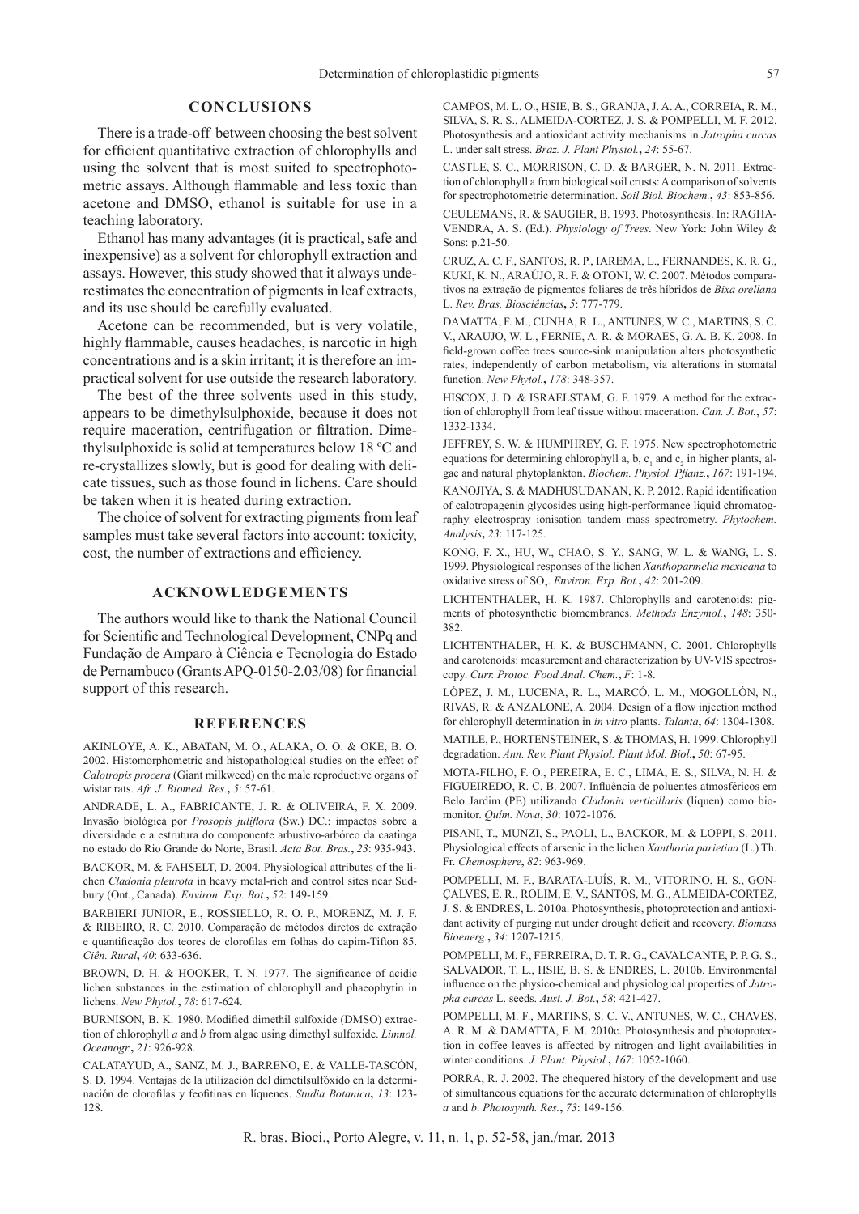## CONCLUSIONS

There is a trade-off between choosing the best solvent for efficient quantitative extraction of chlorophylls and using the solvent that is most suited to spectrophotometric assays. Although flammable and less toxic than acetone and DMSO, ethanol is suitable for use in a teaching laboratory.

Ethanol has many advantages (it is practical, safe and inexpensive) as a solvent for chlorophyll extraction and assays. However, this study showed that it always underestimates the concentration of pigments in leaf extracts, and its use should be carefully evaluated.

Acetone can be recommended, but is very volatile, highly flammable, causes headaches, is narcotic in high concentrations and is a skin irritant; it is therefore an impractical solvent for use outside the research laboratory.

The best of the three solvents used in this study, appears to be dimethylsulphoxide, because it does not require maceration, centrifugation or filtration. Dimethylsulphoxide is solid at temperatures below 18 ºC and re-crystallizes slowly, but is good for dealing with delicate tissues, such as those found in lichens. Care should be taken when it is heated during extraction.

The choice of solvent for extracting pigments from leaf samples must take several factors into account: toxicity, cost, the number of extractions and efficiency.

## ACKNOWLEDGEMENTS

The authors would like to thank the National Council for Scientific and Technological Development, CNPq and Fundação de Amparo à Ciência e Tecnologia do Estado de Pernambuco (Grants APQ-0150-2.03/08) for financial support of this research.

## REFERENCES

AKINLOYE, A. K., ABATAN, M. O., ALAKA, O. O. & OKE, B. O. 2002. Histomorphometric and histopathological studies on the effect of *Calotropis procera* (Giant milkweed) on the male reproductive organs of wistar rats. *Afr. J. Biomed. Res.*, *5*: 57-61.

ANDRADE, L. A., FABRICANTE, J. R. & OLIVEIRA, F. X. 2009. Invasão biológica por *Prosopis juliflora* (Sw.) DC.: impactos sobre a diversidade e a estrutura do componente arbustivo-arbóreo da caatinga no estado do Rio Grande do Norte, Brasil. *Acta Bot. Bras.*, *23*: 935-943.

BACKOR, M. & FAHSELT, D. 2004. Physiological attributes of the lichen *Cladonia pleurota* in heavy metal-rich and control sites near Sudbury (Ont., Canada). *Environ. Exp. Bot.*, *52*: 149-159.

BARBIERI JUNIOR, E., ROSSIELLO, R. O. P., MORENZ, M. J. F. & RIBEIRO, R. C. 2010. Comparação de métodos diretos de extração e quantificação dos teores de clorofilas em folhas do capim-Tifton 85. *Ciên. Rural*, *40*: 633-636.

BROWN, D. H. & HOOKER, T. N. 1977. The significance of acidic lichen substances in the estimation of chlorophyll and phaeophytin in lichens. *New Phytol.*, *78*: 617-624.

BURNISON, B. K. 1980. Modified dimethil sulfoxide (DMSO) extraction of chlorophyll *a* and *b* from algae using dimethyl sulfoxide. *Limnol. Oceanogr.*, *21*: 926-928.

CALATAYUD, A., SANZ, M. J., BARRENO, E. & VALLE-TASCÓN, S. D. 1994. Ventajas de la utilización del dimetilsulfóxido en la determinación de clorofilas y feofitinas en líquenes. *Studia Botanica*, *13*: 123-128.

CAMPOS, M. L. O., HSIE, B. S., GRANJA, J. A. A., CORREIA, R. M., SILVA, S. R. S., ALMEIDA-CORTEZ, J. S. & POMPELLI, M. F. 2012. Photosynthesis and antioxidant activity mechanisms in *Jatropha curcas* L. under salt stress. *Braz. J. Plant Physiol.*, *24*: 55-67.

CASTLE, S. C., MORRISON, C. D. & BARGER, N. N. 2011. Extraction of chlorophyll a from biological soil crusts: A comparison of solvents for spectrophotometric determination. *Soil Biol. Biochem.*, *43*: 853-856.

CEULEMANS, R. & SAUGIER, B. 1993. Photosynthesis. In: RAGHAVENDRA, A. S. (Ed.) *Physiology of Trees*. New York: John Wiley & Sons: p.21-50.

CRUZ, A. C. F., SANTOS, R. P., IAREMA, L., FERNANDES, K. R. G., KUKI, K. N., ARAÚJO, R. F. & OTONI, W. C. 2007. Métodos comparativos na extração de pigmentos foliares de três híbridos de *Bixa orellana* L. *Rev. Bras. Biociências*, *5*: 777-779.

DAMATTA, F. M., CUNHA, R. L., ANTUNES, W. C., MARTINS, S. C. V., ARAUJO, W. L., FERNIE, A. R. & MORAES, G. A. B. K. 2008. In field-grown coffee trees source-sink manipulation alters photosynthetic rates, independently of carbon metabolism, via alterations in stomatal function. *New Phytol.*, *178*: 348-357.

HISCOX, J. D. & ISRAELSTAM, G. F. 1979. A method for the extraction of chlorophyll from leaf tissue without maceration. *Can. J. Bot.*, *57*: 1332-1334.

JEFFREY, S. W. & HUMPHREY, G. F. 1975. New spectrophotometric equations for determining chlorophyll a, b, $c_1$ and $c_2$ in higher plants, algae and natural phytoplankton. *Biochem. Physiol. Pflanz.*, *167*: 191-194.

KANOJIYA, S. & MADHUSUDANAN, K. P. 2012. Rapid identification of calotropagenin glycosides using high-performance liquid chromatography electrospray ionisation tandem mass spectrometry. *Phytochem. Analysis*, *23*: 117-125.

KONG, F. X., HU, W., CHAO, S. Y., SANG, W. L. & WANG, L. S. 1999. Physiological responses of the lichen *Xanthoparmelia mexicana* to oxidative stress of $SO_2$. *Environ. Exp. Bot.*, *42*: 201-209.

LICHTENTHALER, H. K. 1987. Chlorophylls and carotenoids: pigments of photosynthetic biomembranes. *Methods Enzymol.*, *148*: 350-382.

LICHTENTHALER, H. K. & BUSCHMANN, C. 2001. Chlorophylls and carotenoids: measurement and characterization by UV-VIS spectroscopy. *Curr. Protoc. Food Anal. Chem.*, *F*: 1-8.

LÓPEZ, J. M., LUCENA, R. L., MARCÓ, L. M., MOGOLLÓN, N., RIVAS, R. & ANZALONE, A. 2004. Design of a flow injection method for chlorophyll determination in *in vitro* plants. *Talanta*, *64*: 1304-1308.

MATILE, P., HORTENSTEINER, S. & THOMAS, H. 1999. Chlorophyll degradation. *Ann. Rev. Plant Physiol. Plant Mol. Biol.*, *50*: 67-95.

MOTA-FILHO, F. O., PEREIRA, E. C., LIMA, E. S., SILVA, N. H. & FIGUEIREDO, R. C. B. 2007. Influência de poluentes atmosféricos em Belo Jardim (PE) utilizando *Cladonia verticillaris* (líquen) como biomonitor. *Quím. Nova*, *30*: 1072-1076.

PISANI, T., MUNZI, S., PAOLI, L., BACKOR, M. & LOPPI, S. 2011. Physiological effects of arsenic in the lichen *Xanthoria parietina* (L.) Th. Fr. *Chemosphere*, *82*: 963-969.

POMPELLI, M. F., BARATA-LUÍS, R. M., VITORINO, H. S., GONÇALVES, E. R., ROLIM, E. V., SANTOS, M. G., ALMEIDA-CORTEZ, J. S. & ENDRES, L. 2010a. Photosynthesis, photoprotection and antioxidant activity of purging nut under drought deficit and recovery. *Biomass Bioenerg.*, *34*: 1207-1215.

POMPELLI, M. F., FERREIRA, D. T. R. G., CAVALCANTE, P. P. G. S., SALVADOR, T. L., HSIE, B. S. & ENDRES, L. 2010b. Environmental influence on the physico-chemical and physiological properties of *Jatropha curcas* L. seeds. *Aust. J. Bot.*, *58*: 421-427.

POMPELLI, M. F., MARTINS, S. C. V., ANTUNES, W. C., CHAVES, A. R. M. & DAMATTA, F. M. 2010c. Photosynthesis and photoprotection in coffee leaves is affected by nitrogen and light availabilities in winter conditions. *J. Plant. Physiol.*, *167*: 1052-1060.

PORRA, R. J. 2002. The chequered history of the development and use of simultaneous equations for the accurate determination of chlorophylls *a* and *b*. *Photosynth. Res.*, *73*: 149-156.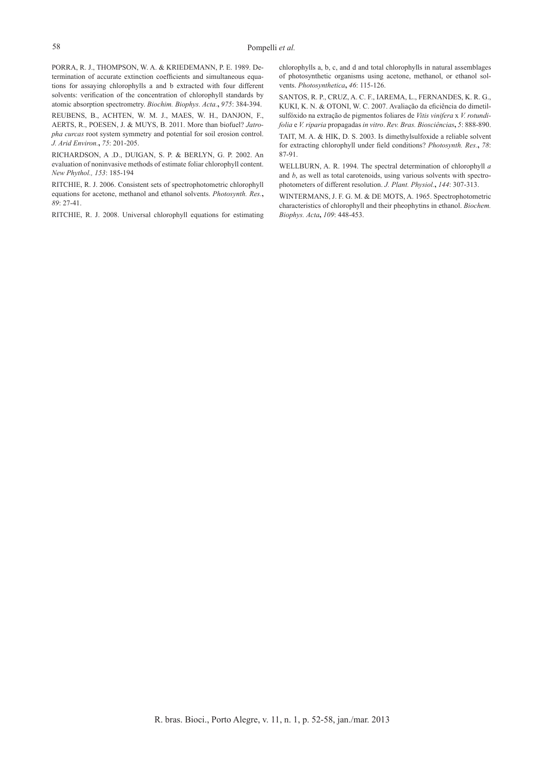PORRA, R. J., THOMPSON, W. A. & KRIEDEMANN, P. E. 1989. Determination of accurate extinction coefficients and simultaneous equations for assaying chlorophylls a and b extracted with four different solvents: verification of the concentration of chlorophyll standards by atomic absorption spectrometry. *Biochim. Biophys. Acta.*, *975*: 384-394.

REUBENS, B., ACHTEN, W. M. J., MAES, W. H., DANJON, F., AERTS, R., POESEN, J. & MUYS, B. 2011. More than biofuel? *Jatropha curcas* root system symmetry and potential for soil erosion control. *J. Arid Environ.*, *75*: 201-205.

RICHARDSON, A .D., DUIGAN, S. P. & BERLYN, G. P. 2002. An evaluation of noninvasive methods of estimate foliar chlorophyll content. *New Phythol., 153*: 185-194

RITCHIE, R. J. 2006. Consistent sets of spectrophotometric chlorophyll equations for acetone, methanol and ethanol solvents. *Photosynth. Res.*, *89*: 27-41.

RITCHIE, R. J. 2008. Universal chlorophyll equations for estimating chlorophylls a, b, c, and d and total chlorophylls in natural assemblages of photosynthetic organisms using acetone, methanol, or ethanol solvents. *Photosynthetica*, *46*: 115-126.

SANTOS, R. P., CRUZ, A. C. F., IAREMA, L., FERNANDES, K. R. G., KUKI, K. N. & OTONI, W. C. 2007. Avaliação da eficiência do dimetilsulfóxido na extração de pigmentos foliares de *Vitis vinifera* x *V. rotundifolia* e *V. riparia* propagadas *in vitro*. *Rev. Bras. Biociências*, *5*: 888-890.

TAIT, M. A. & HIK, D. S. 2003. Is dimethylsulfoxide a reliable solvent for extracting chlorophyll under field conditions? *Photosynth. Res.*, *78*: 87-91.

WELLBURN, A. R. 1994. The spectral determination of chlorophyll *a* and *b*, as well as total carotenoids, using various solvents with spectrophotometers of different resolution. *J. Plant. Physiol.*, *144*: 307-313.

WINTERMANS, J. F. G. M. & DE MOTS, A. 1965. Spectrophotometric characteristics of chlorophyll and their pheophytins in ethanol. *Biochem. Biophys. Acta*, *109*: 448-453.